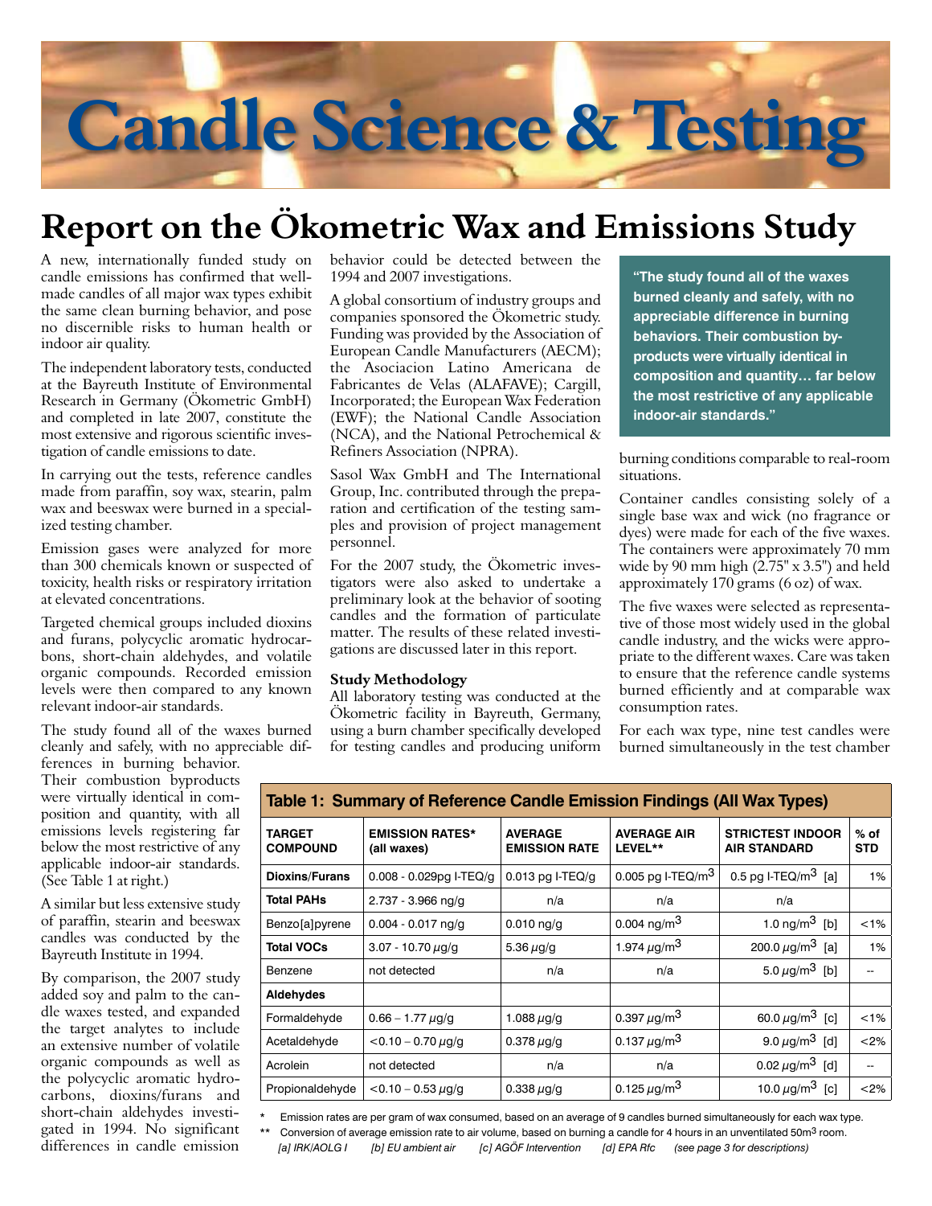# Candle Science & Testing

## Report on the Ökometric Wax and Emissions Study

A new, internationally funded study on candle emissions has confirmed that well-made candles of all major wax types exhibit the same clean burning behavior, and pose no discernible risks to human health or indoor air quality.

The independent laboratory tests, conducted at the Bayreuth Institute of Environmental Research in Germany (Ökometric GmbH) and completed in late 2007, constitute the most extensive and rigorous scientific investigation of candle emissions to date.

In carrying out the tests, reference candles made from paraffin, soy wax, stearin, palm wax and beeswax were burned in a specialized testing chamber.

Emission gases were analyzed for more than 300 chemicals known or suspected of toxicity, health risks or respiratory irritation at elevated concentrations.

Targeted chemical groups included dioxins and furans, polycyclic aromatic hydrocarbons, short-chain aldehydes, and volatile organic compounds. Recorded emission levels were then compared to any known relevant indoor-air standards.

The study found all of the waxes burned cleanly and safely, with no appreciable differences in burning behavior. Their combustion byproducts were virtually identical in composition and quantity, with all emissions levels registering far below the most restrictive of any applicable indoor-air standards. (See Table 1 at right.)

A similar but less extensive study of paraffin, stearin and beeswax candles was conducted by the Bayreuth Institute in 1994.

By comparison, the 2007 study added soy and palm to the candle waxes tested, and expanded the target analytes to include an extensive number of volatile organic compounds as well as the polycyclic aromatic hydrocarbons, dioxins/furans and short-chain aldehydes investigated in 1994. No significant differences in candle emission behavior could be detected between the 1994 and 2007 investigations.

A global consortium of industry groups and companies sponsored the Ökometric study. Funding was provided by the Association of European Candle Manufacturers (AECM); the Asociacion Latino Americana de Fabricantes de Velas (ALAFAVE); Cargill, Incorporated; the European Wax Federation (EWF); the National Candle Association (NCA), and the National Petrochemical & Refiners Association (NPRA).

Sasol Wax GmbH and The International Group, Inc. contributed through the preparation and certification of the testing samples and provision of project management personnel.

For the 2007 study, the Ökometric investigators were also asked to undertake a preliminary look at the behavior of sooting candles and the formation of particulate matter. The results of these related investigations are discussed later in this report.

> **"The study found all of the waxes burned cleanly and safely, with no appreciable difference in burning behaviors. Their combustion by-products were virtually identical in composition and quantity… far below the most restrictive of any applicable indoor-air standards."**

### Study Methodology

All laboratory testing was conducted at the Ökometric facility in Bayreuth, Germany, using a burn chamber specifically developed for testing candles and producing uniform burning conditions comparable to real-room situations.

Container candles consisting solely of a single base wax and wick (no fragrance or dyes) were made for each of the five waxes. The containers were approximately 70 mm wide by 90 mm high (2.75" x 3.5") and held approximately 170 grams (6 oz) of wax.

The five waxes were selected as representative of those most widely used in the global candle industry, and the wicks were appropriate to the different waxes. Care was taken to ensure that the reference candle systems burned efficiently and at comparable wax consumption rates.

For each wax type, nine test candles were burned simultaneously in the test chamber

**Table 1: Summary of Reference Candle Emission Findings (All Wax Types)**

| TARGET COMPOUND | EMISSION RATES* (all waxes) | AVERAGE EMISSION RATE | AVERAGE AIR LEVEL** | STRICTEST INDOOR AIR STANDARD | % of STD |
|---|---|---|---|---|---|
| **Dioxins/Furans** | 0.008 - 0.029pg I-TEQ/g | 0.013 pg I-TEQ/g | 0.005 pg I-TEQ/m$^3$ | 0.5 pg I-TEQ/m$^3$ [a] | 1% |
| **Total PAHs** | 2.737 - 3.966 ng/g | n/a | n/a | n/a | |
| Benzo[a]pyrene | 0.004 - 0.017 ng/g | 0.010 ng/g | 0.004 ng/m$^3$ | 1.0 ng/m$^3$ [b] | <1% |
| **Total VOCs** | 3.07 - 10.70 $\mu$g/g | 5.36 $\mu$g/g | 1.974 $\mu$g/m$^3$ | 200.0 $\mu$g/m$^3$ [a] | 1% |
| Benzene | not detected | n/a | n/a | 5.0 $\mu$g/m$^3$ [b] | -- |
| **Aldehydes** | | | | | |
| Formaldehyde | 0.66 – 1.77 $\mu$g/g | 1.088 $\mu$g/g | 0.397 $\mu$g/m$^3$ | 60.0 $\mu$g/m$^3$ [c] | <1% |
| Acetaldehyde | <0.10 – 0.70 $\mu$g/g | 0.378 $\mu$g/g | 0.137 $\mu$g/m$^3$ | 9.0 $\mu$g/m$^3$ [d] | <2% |
| Acrolein | not detected | n/a | n/a | 0.02 $\mu$g/m$^3$ [d] | -- |
| Propionaldehyde | <0.10 – 0.53 $\mu$g/g | 0.338 $\mu$g/g | 0.125 $\mu$g/m$^3$ | 10.0 $\mu$g/m$^3$ [c] | <2% |

\* Emission rates are per gram of wax consumed, based on an average of 9 candles burned simultaneously for each wax type.

\*\* Conversion of average emission rate to air volume, based on burning a candle for 4 hours in an unventilated 50m$^3$ room.

*[a] IRK/AOLG I [b] EU ambient air [c] AGÖF Intervention [d] EPA Rfc (see page 3 for descriptions)*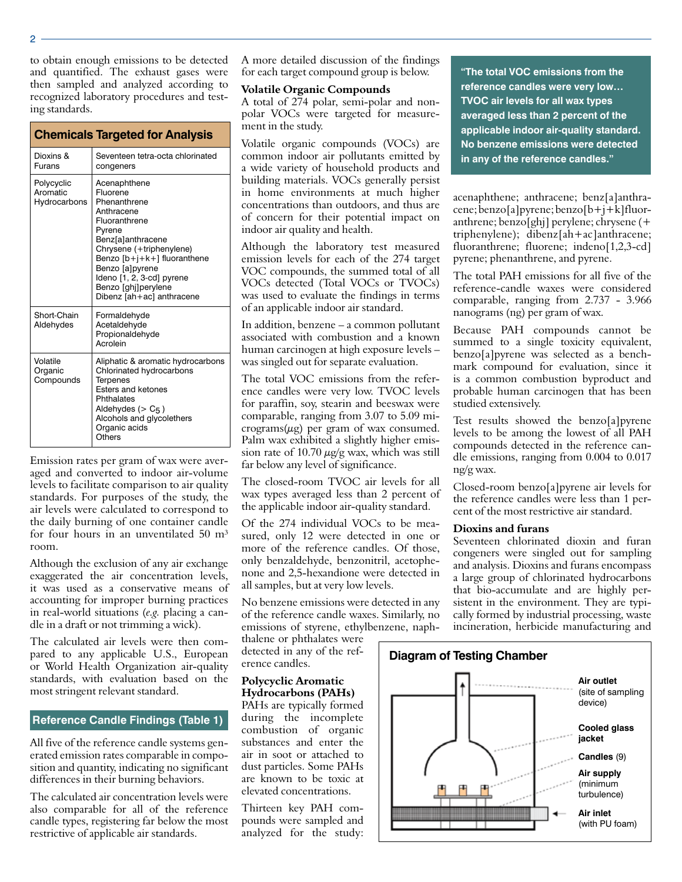to obtain enough emissions to be detected and quantified. The exhaust gases were then sampled and analyzed according to recognized laboratory procedures and testing standards.

## Chemicals Targeted for Analysis

| Chemicals Targeted for Analysis | |
|---|---|
| Dioxins & Furans | Seventeen tetra-octa chlorinated congeners |
| Polycyclic Aromatic Hydrocarbons | Acenaphthene<br>Fluorene<br>Phenanthrene<br>Anthracene<br>Fluoranthrene<br>Pyrene<br>Benz[a]anthracene<br>Chrysene (+triphenylene)<br>Benzo [b+j+k+] fluoranthene<br>Benzo [a]pyrene<br>Ideno [1, 2, 3-cd] pyrene<br>Benzo [ghj]perylene<br>Dibenz [ah+ac] anthracene |
| Short-Chain Aldehydes | Formaldehyde<br>Acetaldehyde<br>Propionaldehyde<br>Acrolein |
| Volatile Organic Compounds | Aliphatic & aromatic hydrocarbons<br>Chlorinated hydrocarbons<br>Terpenes<br>Esters and ketones<br>Phthalates<br>Aldehydes (> $C_5$ )<br>Alcohols and glycolethers<br>Organic acids<br>Others |

Emission rates per gram of wax were averaged and converted to indoor air-volume levels to facilitate comparison to air quality standards. For purposes of the study, the air levels were calculated to correspond to the daily burning of one container candle for four hours in an unventilated 50 m³ room.

Although the exclusion of any air exchange exaggerated the air concentration levels, it was used as a conservative means of accounting for improper burning practices in real-world situations (*e.g.* placing a candle in a draft or not trimming a wick).

The calculated air levels were then compared to any applicable U.S., European or World Health Organization air-quality standards, with evaluation based on the most stringent relevant standard.

## Reference Candle Findings (Table 1)

All five of the reference candle systems generated emission rates comparable in composition and quantity, indicating no significant differences in their burning behaviors.

The calculated air concentration levels were also comparable for all of the reference candle types, registering far below the most restrictive of applicable air standards.

A more detailed discussion of the findings for each target compound group is below.

### Volatile Organic Compounds

A total of 274 polar, semi-polar and non-polar VOCs were targeted for measurement in the study.

Volatile organic compounds (VOCs) are common indoor air pollutants emitted by a wide variety of household products and building materials. VOCs generally persist in home environments at much higher concentrations than outdoors, and thus are of concern for their potential impact on indoor air quality and health.

Although the laboratory test measured emission levels for each of the 274 target VOC compounds, the summed total of all VOCs detected (Total VOCs or TVOCs) was used to evaluate the findings in terms of an applicable indoor air standard.

In addition, benzene – a common pollutant associated with combustion and a known human carcinogen at high exposure levels – was singled out for separate evaluation.

The total VOC emissions from the reference candles were very low. TVOC levels for paraffin, soy, stearin and beeswax were comparable, ranging from 3.07 to 5.09 micrograms($\mu$g) per gram of wax consumed. Palm wax exhibited a slightly higher emission rate of 10.70 $\mu$g/g wax, which was still far below any level of significance.

The closed-room TVOC air levels for all wax types averaged less than 2 percent of the applicable indoor air-quality standard.

Of the 274 individual VOCs to be measured, only 12 were detected in one or more of the reference candles. Of those, only benzaldehyde, benzonitril, acetophenone and 2,5-hexandione were detected in all samples, but at very low levels.

No benzene emissions were detected in any of the reference candle waxes. Similarly, no emissions of styrene, ethylbenzene, naphthalene or phthalates were detected in any of the reference candles.

**"The total VOC emissions from the reference candles were very low… TVOC air levels for all wax types averaged less than 2 percent of the applicable indoor air-quality standard. No benzene emissions were detected in any of the reference candles."**

### Polycyclic Aromatic Hydrocarbons (PAHs)

PAHs are typically formed during the incomplete combustion of organic substances and enter the air in soot or attached to dust particles. Some PAHs are known to be toxic at elevated concentrations.

Thirteen key PAH compounds were sampled and analyzed for the study: acenaphthene; anthracene; benz[a]anthracene; benzo[a]pyrene; benzo[b+j+k]fluoranthrene; benzo[ghj] perylene; chrysene (+ triphenylene); dibenz[ah+ac]anthracene; fluoranthrene; fluorene; indeno[1,2,3-cd] pyrene; phenanthrene, and pyrene.

The total PAH emissions for all five of the reference-candle waxes were considered comparable, ranging from 2.737 - 3.966 nanograms (ng) per gram of wax.

Because PAH compounds cannot be summed to a single toxicity equivalent, benzo[a]pyrene was selected as a benchmark compound for evaluation, since it is a common combustion byproduct and probable human carcinogen that has been studied extensively.

Test results showed the benzo[a]pyrene levels to be among the lowest of all PAH compounds detected in the reference candle emissions, ranging from 0.004 to 0.017 ng/g wax.

Closed-room benzo[a]pyrene air levels for the reference candles were less than 1 percent of the most restrictive air standard.

### Dioxins and furans

Seventeen chlorinated dioxin and furan congeners were singled out for sampling and analysis. Dioxins and furans encompass a large group of chlorinated hydrocarbons that bio-accumulate and are highly persistent in the environment. They are typically formed by industrial processing, waste incineration, herbicide manufacturing and

**Diagram of Testing Chamber**

**Air outlet** (site of sampling device)

**Cooled glass jacket**

**Candles** (9)

**Air supply** (minimum turbulence)

**Air inlet** (with PU foam)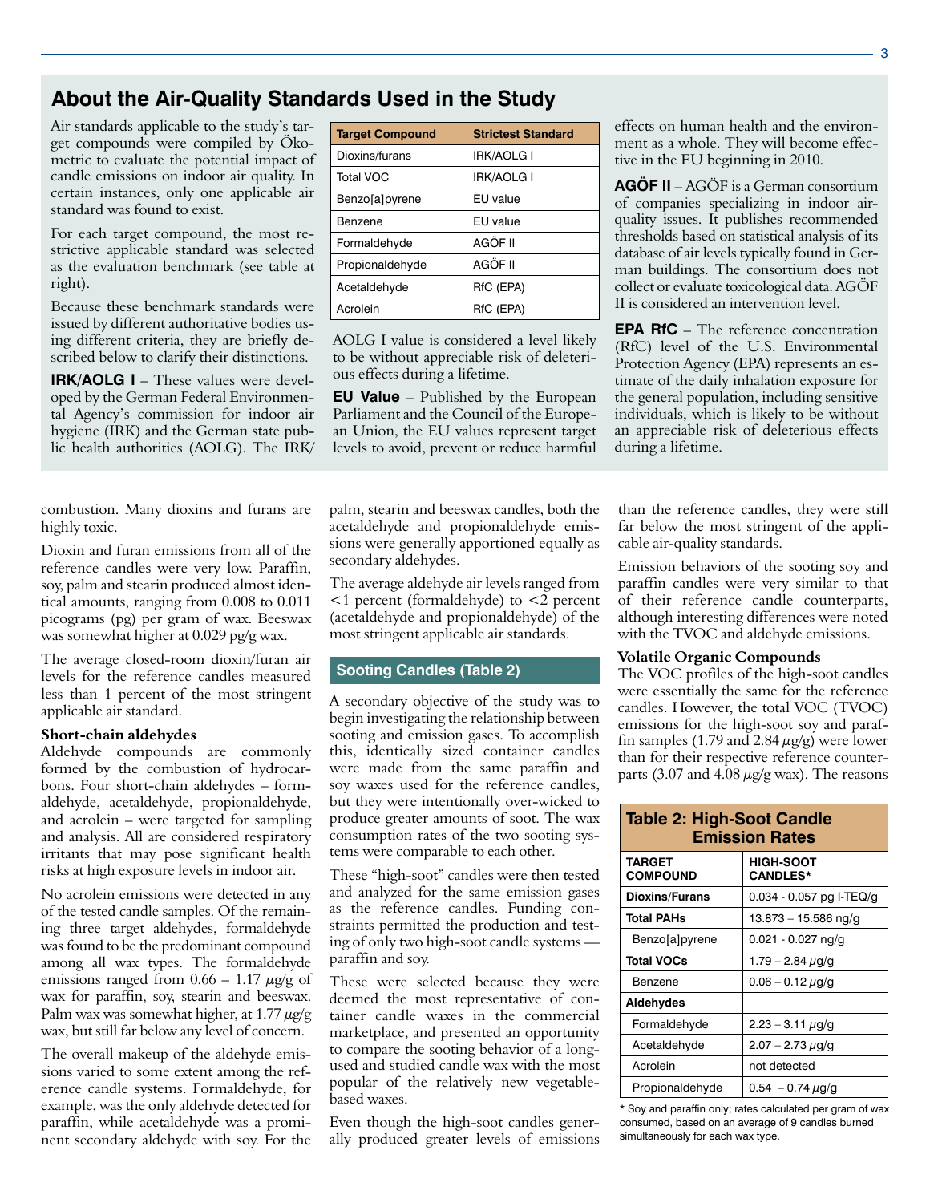## About the Air-Quality Standards Used in the Study

Air standards applicable to the study's target compounds were compiled by Ökometric to evaluate the potential impact of candle emissions on indoor air quality. In certain instances, only one applicable air standard was found to exist.

For each target compound, the most restrictive applicable standard was selected as the evaluation benchmark (see table at right).

Because these benchmark standards were issued by different authoritative bodies using different criteria, they are briefly described below to clarify their distinctions.

**IRK/AOLG I** – These values were developed by the German Federal Environmental Agency's commission for indoor air hygiene (IRK) and the German state public health authorities (AOLG). The IRK/AOLG I value is considered a level likely to be without appreciable risk of deleterious effects during a lifetime.

| Target Compound | Strictest Standard |
|---|---|
| Dioxins/furans | IRK/AOLG I |
| Total VOC | IRK/AOLG I |
| Benzo[a]pyrene | EU value |
| Benzene | EU value |
| Formaldehyde | AGÖF II |
| Propionaldehyde | AGÖF II |
| Acetaldehyde | RfC (EPA) |
| Acrolein | RfC (EPA) |

**EU Value** – Published by the European Parliament and the Council of the European Union, the EU values represent target levels to avoid, prevent or reduce harmful effects on human health and the environment as a whole. They will become effective in the EU beginning in 2010.

**AGÖF II** – AGÖF is a German consortium of companies specializing in indoor air-quality issues. It publishes recommended thresholds based on statistical analysis of its database of air levels typically found in German buildings. The consortium does not collect or evaluate toxicological data. AGÖF II is considered an intervention level.

**EPA RfC** – The reference concentration (RfC) level of the U.S. Environmental Protection Agency (EPA) represents an estimate of the daily inhalation exposure for the general population, including sensitive individuals, which is likely to be without an appreciable risk of deleterious effects during a lifetime.

combustion. Many dioxins and furans are highly toxic.

Dioxin and furan emissions from all of the reference candles were very low. Paraffin, soy, palm and stearin produced almost identical amounts, ranging from 0.008 to 0.011 picograms (pg) per gram of wax. Beeswax was somewhat higher at 0.029 pg/g wax.

The average closed-room dioxin/furan air levels for the reference candles measured less than 1 percent of the most stringent applicable air standard.

### Short-chain aldehydes

Aldehyde compounds are commonly formed by the combustion of hydrocarbons. Four short-chain aldehydes – formaldehyde, acetaldehyde, propionaldehyde, and acrolein – were targeted for sampling and analysis. All are considered respiratory irritants that may pose significant health risks at high exposure levels in indoor air.

No acrolein emissions were detected in any of the tested candle samples. Of the remaining three target aldehydes, formaldehyde was found to be the predominant compound among all wax types. The formaldehyde emissions ranged from 0.66 – 1.17 $\mu$g/g of wax for paraffin, soy, stearin and beeswax. Palm wax was somewhat higher, at 1.77 $\mu$g/g wax, but still far below any level of concern.

The overall makeup of the aldehyde emissions varied to some extent among the reference candle systems. Formaldehyde, for example, was the only aldehyde detected for paraffin, while acetaldehyde was a prominent secondary aldehyde with soy. For the palm, stearin and beeswax candles, both the acetaldehyde and propionaldehyde emissions were generally apportioned equally as secondary aldehydes.

The average aldehyde air levels ranged from <1 percent (formaldehyde) to <2 percent (acetaldehyde and propionaldehyde) of the most stringent applicable air standards.

## Sooting Candles (Table 2)

A secondary objective of the study was to begin investigating the relationship between sooting and emission gases. To accomplish this, identically sized container candles were made from the same paraffin and soy waxes used for the reference candles, but they were intentionally over-wicked to produce greater amounts of soot. The wax consumption rates of the two sooting systems were comparable to each other.

These "high-soot" candles were then tested and analyzed for the same emission gases as the reference candles. Funding constraints permitted the production and testing of only two high-soot candle systems — paraffin and soy.

These were selected because they were deemed the most representative of container candle waxes in the commercial marketplace, and presented an opportunity to compare the sooting behavior of a long-used and studied candle wax with the most popular of the relatively new vegetable-based waxes.

Even though the high-soot candles generally produced greater levels of emissions than the reference candles, they were still far below the most stringent of the applicable air-quality standards.

Emission behaviors of the sooting soy and paraffin candles were very similar to that of their reference candle counterparts, although interesting differences were noted with the TVOC and aldehyde emissions.

### Volatile Organic Compounds

The VOC profiles of the high-soot candles were essentially the same for the reference candles. However, the total VOC (TVOC) emissions for the high-soot soy and paraffin samples (1.79 and 2.84 $\mu$g/g) were lower than for their respective reference counterparts (3.07 and 4.08 $\mu$g/g wax). The reasons

**Table 2: High-Soot Candle Emission Rates**

| TARGET COMPOUND | HIGH-SOOT CANDLES* |
|---|---|
| **Dioxins/Furans** | 0.034 - 0.057 pg I-TEQ/g |
| **Total PAHs** | 13.873 – 15.586 ng/g |
| Benzo[a]pyrene | 0.021 - 0.027 ng/g |
| **Total VOCs** | 1.79 – 2.84 $\mu$g/g |
| Benzene | 0.06 – 0.12 $\mu$g/g |
| **Aldehydes** | |
| Formaldehyde | 2.23 – 3.11 $\mu$g/g |
| Acetaldehyde | 2.07 – 2.73 $\mu$g/g |
| Acrolein | not detected |
| Propionaldehyde | 0.54 – 0.74 $\mu$g/g |

\* Soy and paraffin only; rates calculated per gram of wax consumed, based on an average of 9 candles burned simultaneously for each wax type.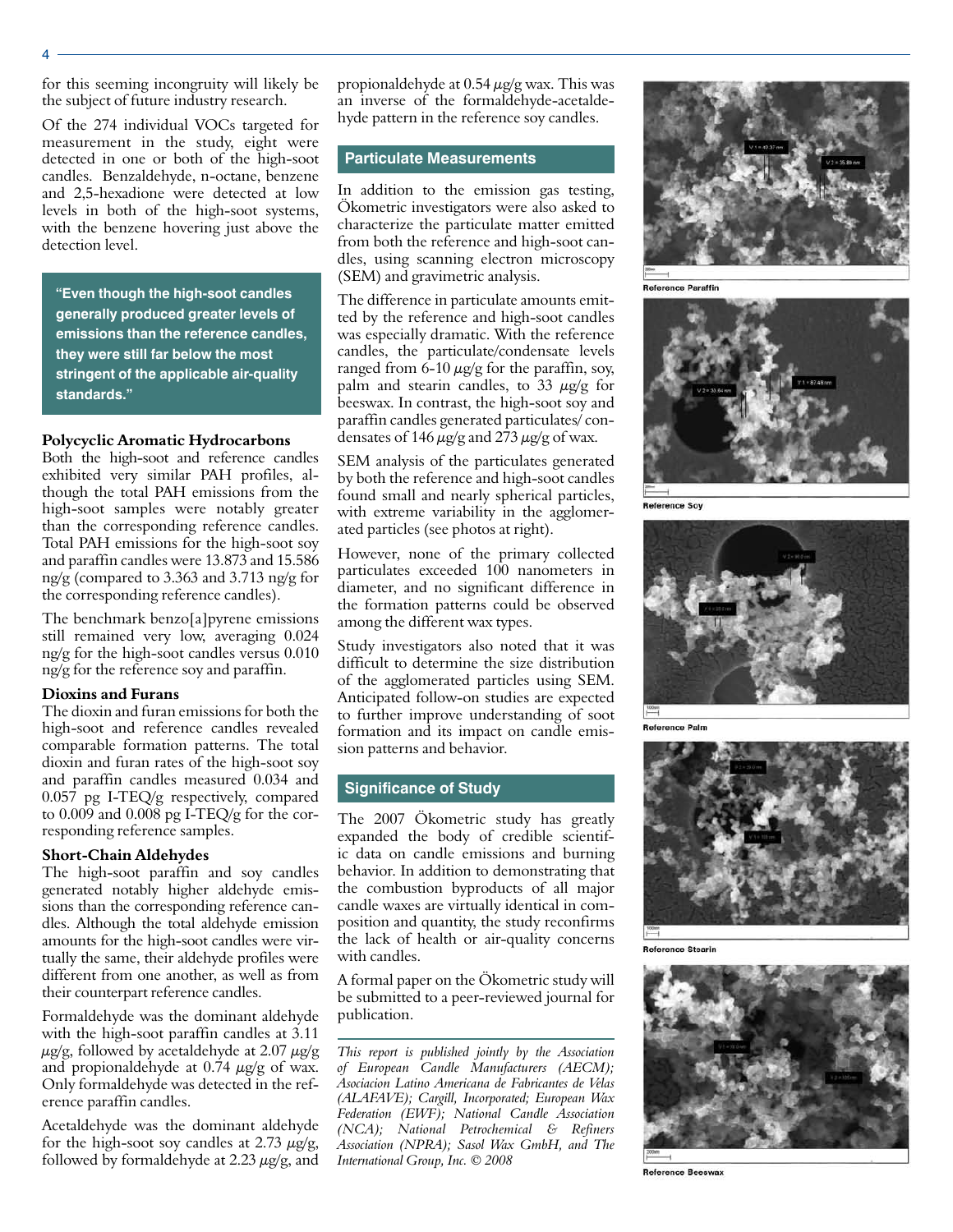for this seeming incongruity will likely be the subject of future industry research.

Of the 274 individual VOCs targeted for measurement in the study, eight were detected in one or both of the high-soot candles. Benzaldehyde, n-octane, benzene and 2,5-hexadione were detected at low levels in both of the high-soot systems, with the benzene hovering just above the detection level.

> **"Even though the high-soot candles generally produced greater levels of emissions than the reference candles, they were still far below the most stringent of the applicable air-quality standards."**

### Polycyclic Aromatic Hydrocarbons

Both the high-soot and reference candles exhibited very similar PAH profiles, although the total PAH emissions from the high-soot samples were notably greater than the corresponding reference candles. Total PAH emissions for the high-soot soy and paraffin candles were 13.873 and 15.586 ng/g (compared to 3.363 and 3.713 ng/g for the corresponding reference candles).

The benchmark benzo[a]pyrene emissions still remained very low, averaging 0.024 ng/g for the high-soot candles versus 0.010 ng/g for the reference soy and paraffin.

### Dioxins and Furans

The dioxin and furan emissions for both the high-soot and reference candles revealed comparable formation patterns. The total dioxin and furan rates of the high-soot soy and paraffin candles measured 0.034 and 0.057 pg I-TEQ/g respectively, compared to 0.009 and 0.008 pg I-TEQ/g for the corresponding reference samples.

### Short-Chain Aldehydes

The high-soot paraffin and soy candles generated notably higher aldehyde emissions than the corresponding reference candles. Although the total aldehyde emission amounts for the high-soot candles were virtually the same, their aldehyde profiles were different from one another, as well as from their counterpart reference candles.

Formaldehyde was the dominant aldehyde with the high-soot paraffin candles at 3.11 $\mu$g/g, followed by acetaldehyde at 2.07 $\mu$g/g and propionaldehyde at 0.74 $\mu$g/g of wax. Only formaldehyde was detected in the reference paraffin candles.

Acetaldehyde was the dominant aldehyde for the high-soot soy candles at 2.73 $\mu$g/g, followed by formaldehyde at 2.23 $\mu$g/g, and propionaldehyde at 0.54 $\mu$g/g wax. This was an inverse of the formaldehyde-acetaldehyde pattern in the reference soy candles.

## Particulate Measurements

In addition to the emission gas testing, Ökometric investigators were also asked to characterize the particulate matter emitted from both the reference and high-soot candles, using scanning electron microscopy (SEM) and gravimetric analysis.

The difference in particulate amounts emitted by the reference and high-soot candles was especially dramatic. With the reference candles, the particulate/condensate levels ranged from 6-10 $\mu$g/g for the paraffin, soy, palm and stearin candles, to 33 $\mu$g/g for beeswax. In contrast, the high-soot soy and paraffin candles generated particulates/ condensates of 146 $\mu$g/g and 273 $\mu$g/g of wax.

SEM analysis of the particulates generated by both the reference and high-soot candles found small and nearly spherical particles, with extreme variability in the agglomerated particles (see photos at right).

However, none of the primary collected particulates exceeded 100 nanometers in diameter, and no significant difference in the formation patterns could be observed among the different wax types.

Study investigators also noted that it was difficult to determine the size distribution of the agglomerated particles using SEM. Anticipated follow-on studies are expected to further improve understanding of soot formation and its impact on candle emission patterns and behavior.

## Significance of Study

The 2007 Ökometric study has greatly expanded the body of credible scientific data on candle emissions and burning behavior. In addition to demonstrating that the combustion byproducts of all major candle waxes are virtually identical in composition and quantity, the study reconfirms the lack of health or air-quality concerns with candles.

A formal paper on the Ökometric study will be submitted to a peer-reviewed journal for publication.

*This report is published jointly by the Association of European Candle Manufacturers (AECM); Asociacion Latino Americana de Fabricantes de Velas (ALAFAVE); Cargill, Incorporated; European Wax Federation (EWF); National Candle Association (NCA); National Petrochemical & Refiners Association (NPRA); Sasol Wax GmbH, and The International Group, Inc. © 2008*

Reference Paraffin

Reference Soy

Reference Palm

Reference Stearin

Reference Beeswax